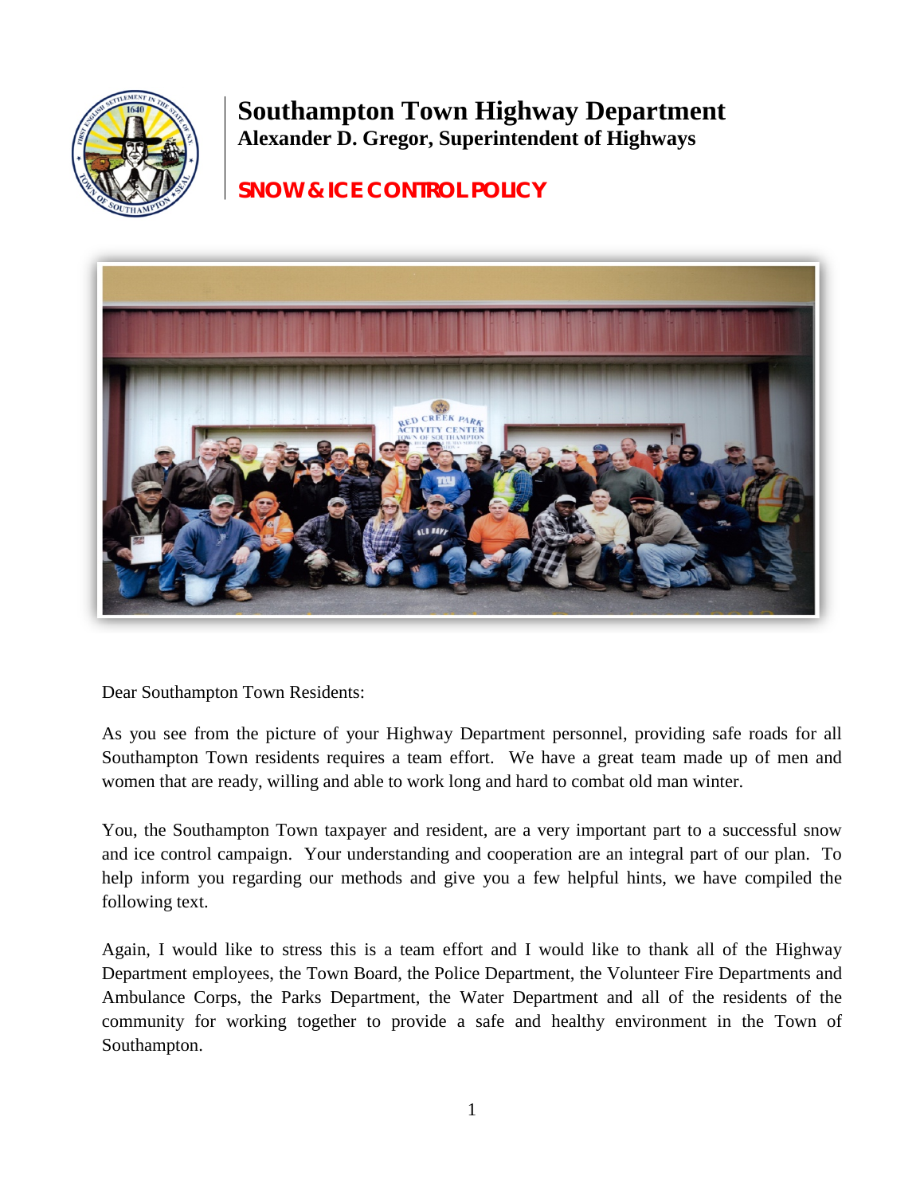# Southampton Town Highway Department

**Alexander D. Gregor, Superintendent of Highways**

## SNOW & ICE CONTROL POLICY

Dear Southampton Town Residents:

As you see from the picture of your Highway Department personnel, providing safe roads for all Southampton Town residents requires a team effort. We have a great team made up of men and women that are ready, willing and able to work long and hard to combat old man winter.

You, the Southampton Town taxpayer and resident, are a very important part to a successful snow and ice control campaign. Your understanding and cooperation are an integral part of our plan. To help inform you regarding our methods and give you a few helpful hints, we have compiled the following text.

Again, I would like to stress this is a team effort and I would like to thank all of the Highway Department employees, the Town Board, the Police Department, the Volunteer Fire Departments and Ambulance Corps, the Parks Department, the Water Department and all of the residents of the community for working together to provide a safe and healthy environment in the Town of Southampton.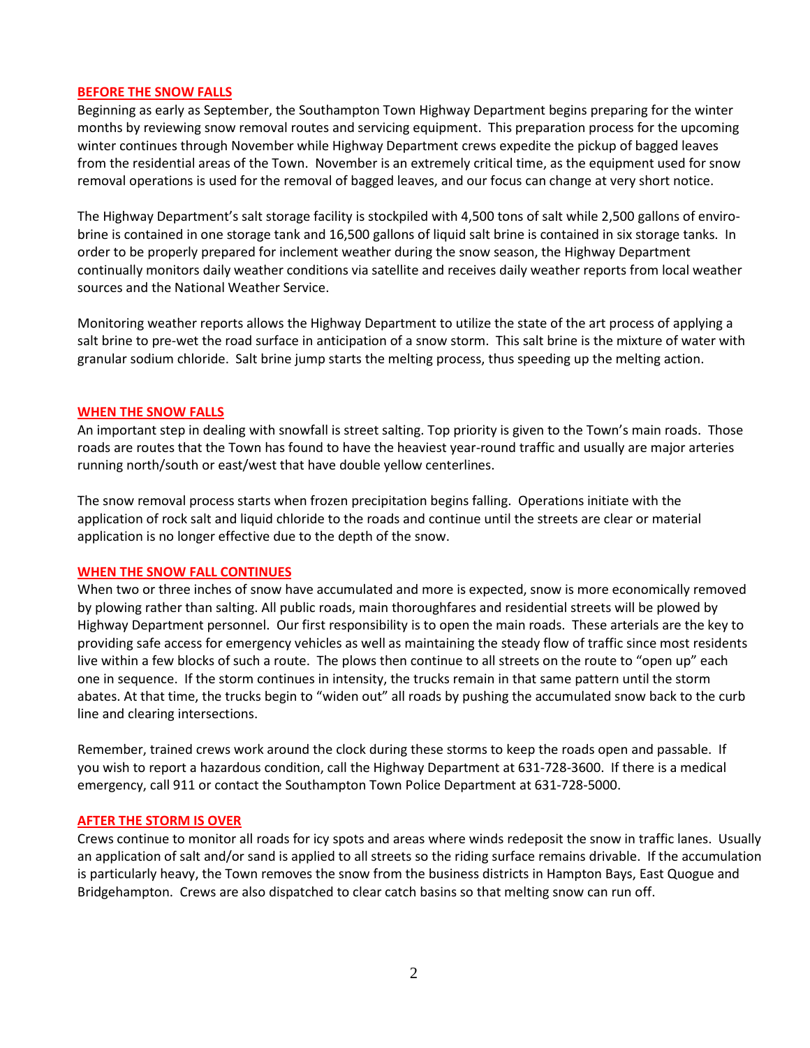## BEFORE THE SNOW FALLS

Beginning as early as September, the Southampton Town Highway Department begins preparing for the winter months by reviewing snow removal routes and servicing equipment. This preparation process for the upcoming winter continues through November while Highway Department crews expedite the pickup of bagged leaves from the residential areas of the Town. November is an extremely critical time, as the equipment used for snow removal operations is used for the removal of bagged leaves, and our focus can change at very short notice.

The Highway Department's salt storage facility is stockpiled with 4,500 tons of salt while 2,500 gallons of enviro-brine is contained in one storage tank and 16,500 gallons of liquid salt brine is contained in six storage tanks. In order to be properly prepared for inclement weather during the snow season, the Highway Department continually monitors daily weather conditions via satellite and receives daily weather reports from local weather sources and the National Weather Service.

Monitoring weather reports allows the Highway Department to utilize the state of the art process of applying a salt brine to pre-wet the road surface in anticipation of a snow storm. This salt brine is the mixture of water with granular sodium chloride. Salt brine jump starts the melting process, thus speeding up the melting action.

## WHEN THE SNOW FALLS

An important step in dealing with snowfall is street salting. Top priority is given to the Town's main roads. Those roads are routes that the Town has found to have the heaviest year-round traffic and usually are major arteries running north/south or east/west that have double yellow centerlines.

The snow removal process starts when frozen precipitation begins falling. Operations initiate with the application of rock salt and liquid chloride to the roads and continue until the streets are clear or material application is no longer effective due to the depth of the snow.

## WHEN THE SNOW FALL CONTINUES

When two or three inches of snow have accumulated and more is expected, snow is more economically removed by plowing rather than salting. All public roads, main thoroughfares and residential streets will be plowed by Highway Department personnel. Our first responsibility is to open the main roads. These arterials are the key to providing safe access for emergency vehicles as well as maintaining the steady flow of traffic since most residents live within a few blocks of such a route. The plows then continue to all streets on the route to "open up" each one in sequence. If the storm continues in intensity, the trucks remain in that same pattern until the storm abates. At that time, the trucks begin to "widen out" all roads by pushing the accumulated snow back to the curb line and clearing intersections.

Remember, trained crews work around the clock during these storms to keep the roads open and passable. If you wish to report a hazardous condition, call the Highway Department at 631-728-3600. If there is a medical emergency, call 911 or contact the Southampton Town Police Department at 631-728-5000.

## AFTER THE STORM IS OVER

Crews continue to monitor all roads for icy spots and areas where winds redeposit the snow in traffic lanes. Usually an application of salt and/or sand is applied to all streets so the riding surface remains drivable. If the accumulation is particularly heavy, the Town removes the snow from the business districts in Hampton Bays, East Quogue and Bridgehampton. Crews are also dispatched to clear catch basins so that melting snow can run off.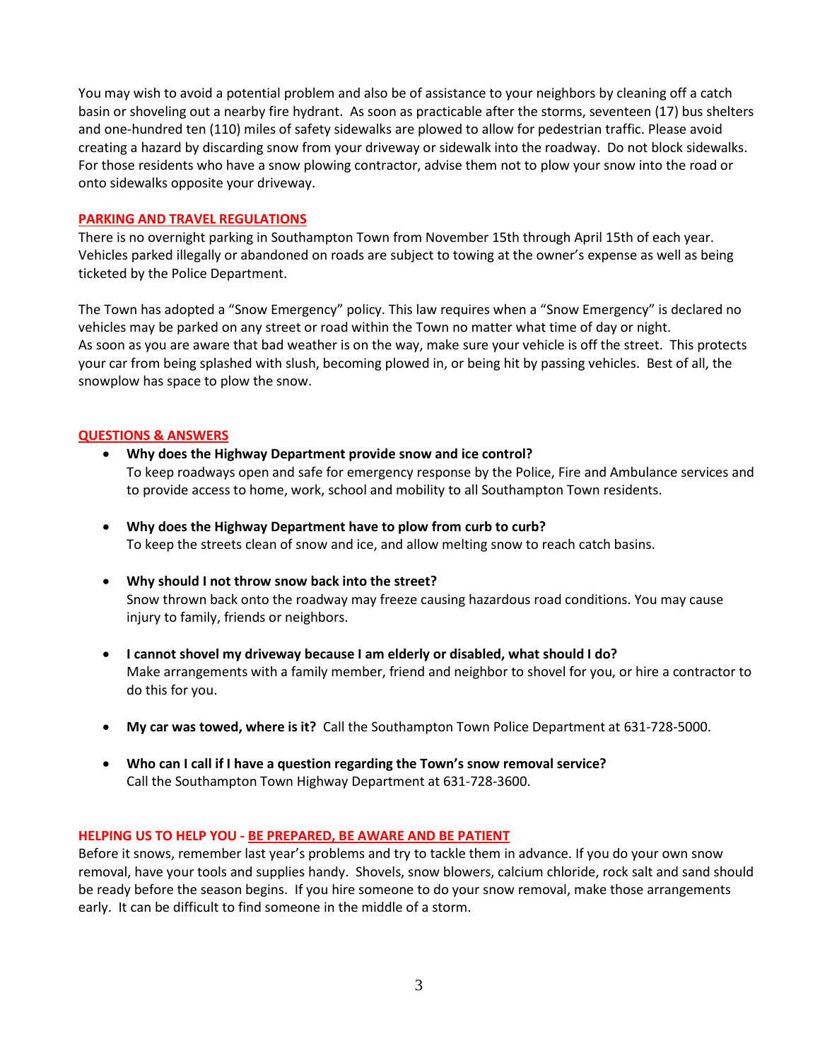You may wish to avoid a potential problem and also be of assistance to your neighbors by cleaning off a catch basin or shoveling out a nearby fire hydrant. As soon as practicable after the storms, seventeen (17) bus shelters and one-hundred ten (110) miles of safety sidewalks are plowed to allow for pedestrian traffic. Please avoid creating a hazard by discarding snow from your driveway or sidewalk into the roadway. Do not block sidewalks. For those residents who have a snow plowing contractor, advise them not to plow your snow into the road or onto sidewalks opposite your driveway.

## PARKING AND TRAVEL REGULATIONS

There is no overnight parking in Southampton Town from November 15th through April 15th of each year. Vehicles parked illegally or abandoned on roads are subject to towing at the owner's expense as well as being ticketed by the Police Department.

The Town has adopted a "Snow Emergency" policy. This law requires when a "Snow Emergency" is declared no vehicles may be parked on any street or road within the Town no matter what time of day or night. As soon as you are aware that bad weather is on the way, make sure your vehicle is off the street. This protects your car from being splashed with slush, becoming plowed in, or being hit by passing vehicles. Best of all, the snowplow has space to plow the snow.

## QUESTIONS & ANSWERS

- **Why does the Highway Department provide snow and ice control?**
  To keep roadways open and safe for emergency response by the Police, Fire and Ambulance services and to provide access to home, work, school and mobility to all Southampton Town residents.

- **Why does the Highway Department have to plow from curb to curb?**
  To keep the streets clean of snow and ice, and allow melting snow to reach catch basins.

- **Why should I not throw snow back into the street?**
  Snow thrown back onto the roadway may freeze causing hazardous road conditions. You may cause injury to family, friends or neighbors.

- **I cannot shovel my driveway because I am elderly or disabled, what should I do?**
  Make arrangements with a family member, friend and neighbor to shovel for you, or hire a contractor to do this for you.

- **My car was towed, where is it?** Call the Southampton Town Police Department at 631-728-5000.

- **Who can I call if I have a question regarding the Town's snow removal service?**
  Call the Southampton Town Highway Department at 631-728-3600.

## HELPING US TO HELP YOU - BE PREPARED, BE AWARE AND BE PATIENT

Before it snows, remember last year's problems and try to tackle them in advance. If you do your own snow removal, have your tools and supplies handy. Shovels, snow blowers, calcium chloride, rock salt and sand should be ready before the season begins. If you hire someone to do your snow removal, make those arrangements early. It can be difficult to find someone in the middle of a storm.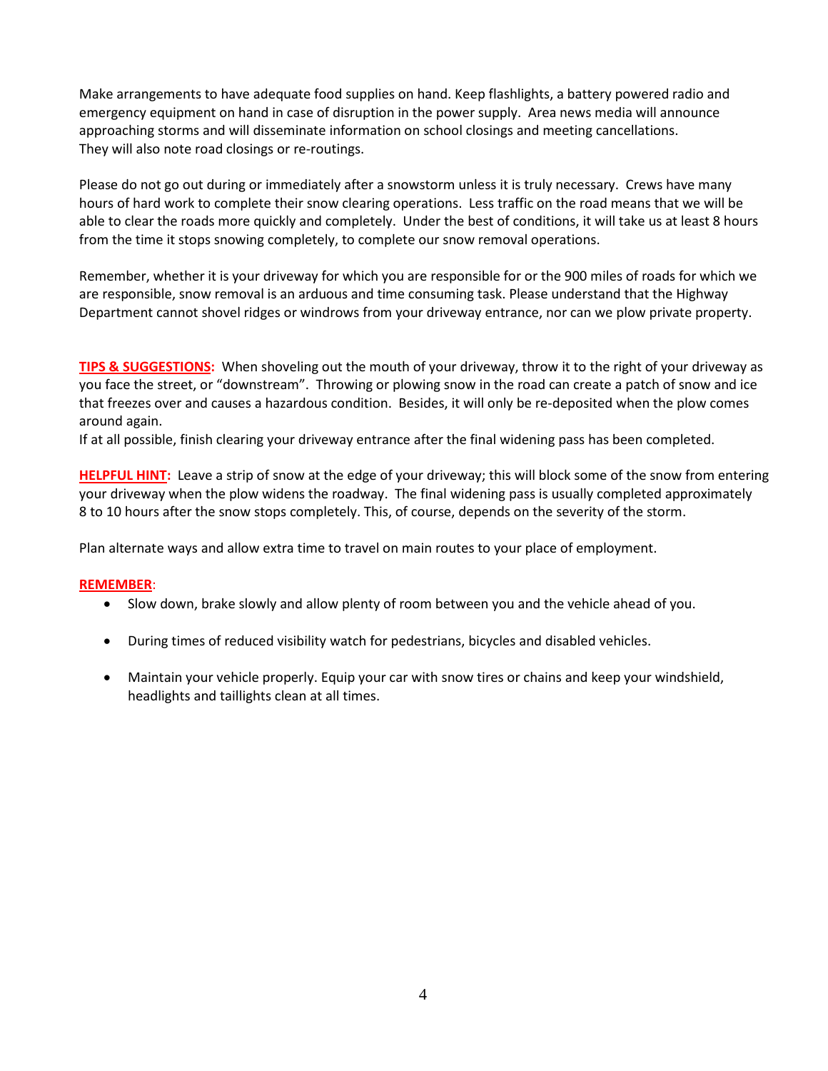Make arrangements to have adequate food supplies on hand. Keep flashlights, a battery powered radio and emergency equipment on hand in case of disruption in the power supply. Area news media will announce approaching storms and will disseminate information on school closings and meeting cancellations. They will also note road closings or re-routings.

Please do not go out during or immediately after a snowstorm unless it is truly necessary. Crews have many hours of hard work to complete their snow clearing operations. Less traffic on the road means that we will be able to clear the roads more quickly and completely. Under the best of conditions, it will take us at least 8 hours from the time it stops snowing completely, to complete our snow removal operations.

Remember, whether it is your driveway for which you are responsible for or the 900 miles of roads for which we are responsible, snow removal is an arduous and time consuming task. Please understand that the Highway Department cannot shovel ridges or windrows from your driveway entrance, nor can we plow private property.

**TIPS & SUGGESTIONS:** When shoveling out the mouth of your driveway, throw it to the right of your driveway as you face the street, or "downstream". Throwing or plowing snow in the road can create a patch of snow and ice that freezes over and causes a hazardous condition. Besides, it will only be re-deposited when the plow comes around again.
If at all possible, finish clearing your driveway entrance after the final widening pass has been completed.

**HELPFUL HINT:** Leave a strip of snow at the edge of your driveway; this will block some of the snow from entering your driveway when the plow widens the roadway. The final widening pass is usually completed approximately 8 to 10 hours after the snow stops completely. This, of course, depends on the severity of the storm.

Plan alternate ways and allow extra time to travel on main routes to your place of employment.

**REMEMBER**:

- Slow down, brake slowly and allow plenty of room between you and the vehicle ahead of you.
- During times of reduced visibility watch for pedestrians, bicycles and disabled vehicles.
- Maintain your vehicle properly. Equip your car with snow tires or chains and keep your windshield, headlights and taillights clean at all times.